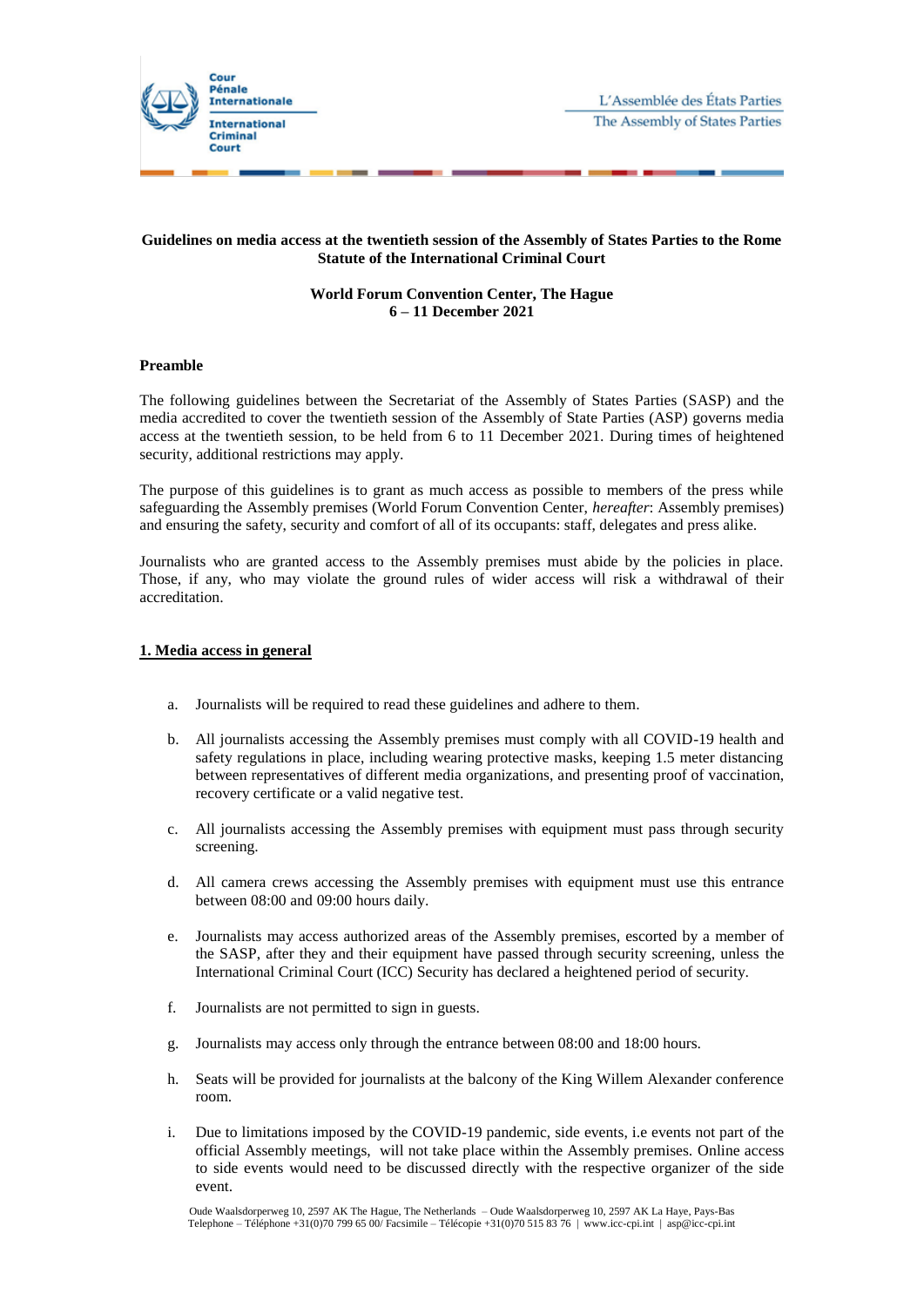**Guidelines on media access at the twentieth session of the Assembly of States Parties to the Rome Statute of the International Criminal Court**

**World Forum Convention Center, The Hague**
**6 – 11 December 2021**

**Preamble**

The following guidelines between the Secretariat of the Assembly of States Parties (SASP) and the media accredited to cover the twentieth session of the Assembly of State Parties (ASP) governs media access at the twentieth session, to be held from 6 to 11 December 2021. During times of heightened security, additional restrictions may apply.

The purpose of this guidelines is to grant as much access as possible to members of the press while safeguarding the Assembly premises (World Forum Convention Center, *hereafter*: Assembly premises) and ensuring the safety, security and comfort of all of its occupants: staff, delegates and press alike.

Journalists who are granted access to the Assembly premises must abide by the policies in place. Those, if any, who may violate the ground rules of wider access will risk a withdrawal of their accreditation.

## 1. Media access in general

a. Journalists will be required to read these guidelines and adhere to them.

b. All journalists accessing the Assembly premises must comply with all COVID-19 health and safety regulations in place, including wearing protective masks, keeping 1.5 meter distancing between representatives of different media organizations, and presenting proof of vaccination, recovery certificate or a valid negative test.

c. All journalists accessing the Assembly premises with equipment must pass through security screening.

d. All camera crews accessing the Assembly premises with equipment must use this entrance between 08:00 and 09:00 hours daily.

e. Journalists may access authorized areas of the Assembly premises, escorted by a member of the SASP, after they and their equipment have passed through security screening, unless the International Criminal Court (ICC) Security has declared a heightened period of security.

f. Journalists are not permitted to sign in guests.

g. Journalists may access only through the entrance between 08:00 and 18:00 hours.

h. Seats will be provided for journalists at the balcony of the King Willem Alexander conference room.

i. Due to limitations imposed by the COVID-19 pandemic, side events, i.e events not part of the official Assembly meetings, will not take place within the Assembly premises. Online access to side events would need to be discussed directly with the respective organizer of the side event.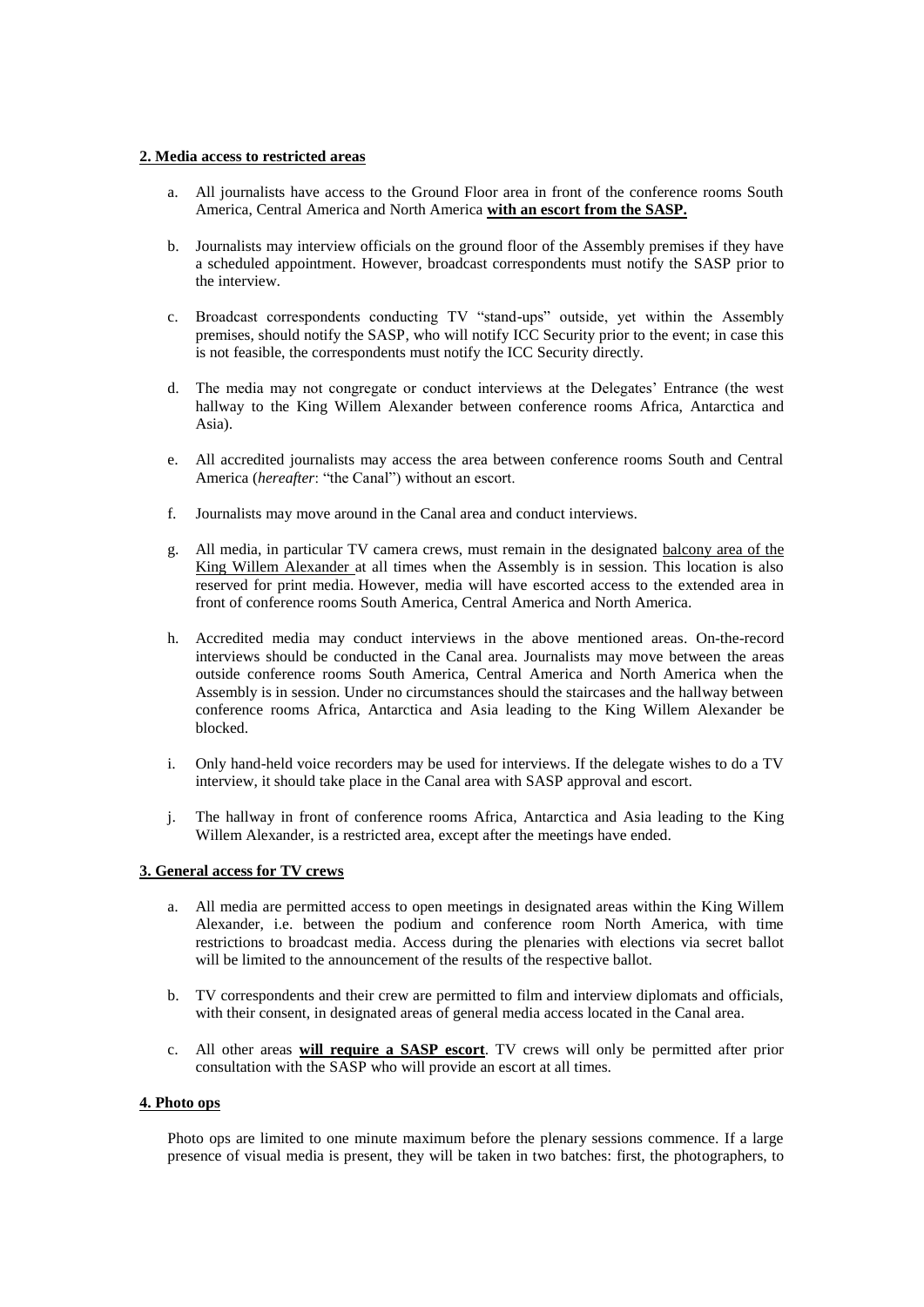**2. Media access to restricted areas**

a. All journalists have access to the Ground Floor area in front of the conference rooms South America, Central America and North America **with an escort from the SASP.**

b. Journalists may interview officials on the ground floor of the Assembly premises if they have a scheduled appointment. However, broadcast correspondents must notify the SASP prior to the interview.

c. Broadcast correspondents conducting TV "stand-ups" outside, yet within the Assembly premises, should notify the SASP, who will notify ICC Security prior to the event; in case this is not feasible, the correspondents must notify the ICC Security directly.

d. The media may not congregate or conduct interviews at the Delegates' Entrance (the west hallway to the King Willem Alexander between conference rooms Africa, Antarctica and Asia).

e. All accredited journalists may access the area between conference rooms South and Central America (*hereafter*: "the Canal") without an escort.

f. Journalists may move around in the Canal area and conduct interviews.

g. All media, in particular TV camera crews, must remain in the designated balcony area of the King Willem Alexander at all times when the Assembly is in session. This location is also reserved for print media. However, media will have escorted access to the extended area in front of conference rooms South America, Central America and North America.

h. Accredited media may conduct interviews in the above mentioned areas. On-the-record interviews should be conducted in the Canal area. Journalists may move between the areas outside conference rooms South America, Central America and North America when the Assembly is in session. Under no circumstances should the staircases and the hallway between conference rooms Africa, Antarctica and Asia leading to the King Willem Alexander be blocked.

i. Only hand-held voice recorders may be used for interviews. If the delegate wishes to do a TV interview, it should take place in the Canal area with SASP approval and escort.

j. The hallway in front of conference rooms Africa, Antarctica and Asia leading to the King Willem Alexander, is a restricted area, except after the meetings have ended.

**3. General access for TV crews**

a. All media are permitted access to open meetings in designated areas within the King Willem Alexander, i.e. between the podium and conference room North America, with time restrictions to broadcast media. Access during the plenaries with elections via secret ballot will be limited to the announcement of the results of the respective ballot.

b. TV correspondents and their crew are permitted to film and interview diplomats and officials, with their consent, in designated areas of general media access located in the Canal area.

c. All other areas **will require a SASP escort**. TV crews will only be permitted after prior consultation with the SASP who will provide an escort at all times.

**4. Photo ops**

Photo ops are limited to one minute maximum before the plenary sessions commence. If a large presence of visual media is present, they will be taken in two batches: first, the photographers, to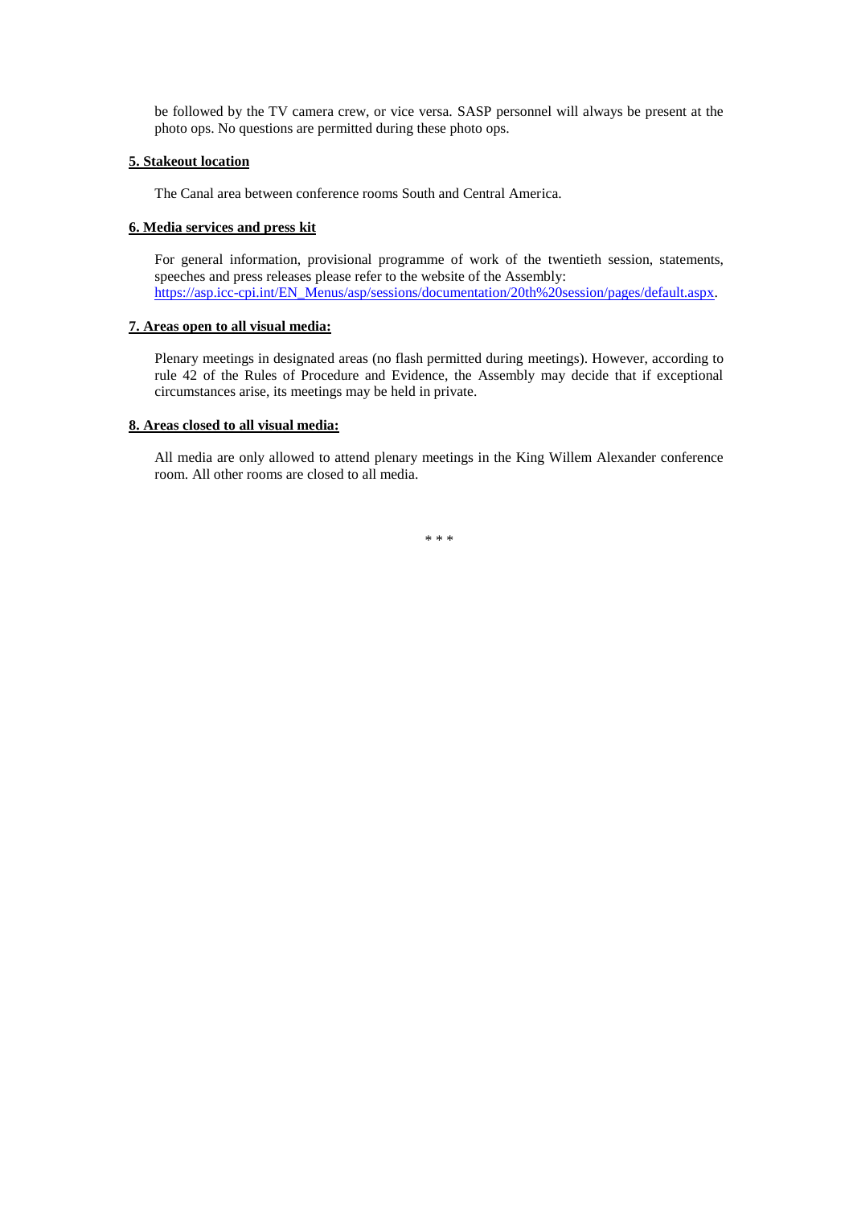be followed by the TV camera crew, or vice versa. SASP personnel will always be present at the photo ops. No questions are permitted during these photo ops.

**5. Stakeout location**

The Canal area between conference rooms South and Central America.

**6. Media services and press kit**

For general information, provisional programme of work of the twentieth session, statements, speeches and press releases please refer to the website of the Assembly: [https://asp.icc-cpi.int/EN_Menus/asp/sessions/documentation/20th%20session/pages/default.aspx](https://asp.icc-cpi.int/EN_Menus/asp/sessions/documentation/20th%20session/pages/default.aspx).

**7. Areas open to all visual media:**

Plenary meetings in designated areas (no flash permitted during meetings). However, according to rule 42 of the Rules of Procedure and Evidence, the Assembly may decide that if exceptional circumstances arise, its meetings may be held in private.

**8. Areas closed to all visual media:**

All media are only allowed to attend plenary meetings in the King Willem Alexander conference room. All other rooms are closed to all media.

\* \* \*